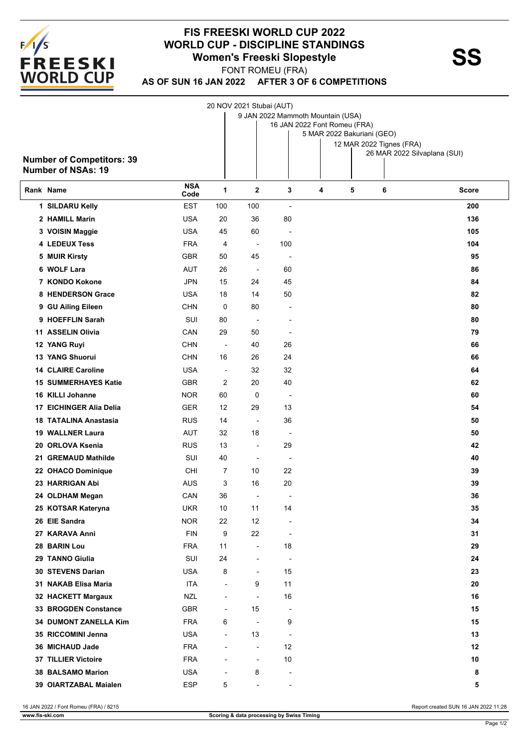# FIS FREESKI WORLD CUP 2022
## WORLD CUP - DISCIPLINE STANDINGS
### Women's Freeski Slopestyle

**SS**

FONT ROMEU (FRA)

**AS OF SUN 16 JAN 2022 AFTER 3 OF 6 COMPETITIONS**

1. 20 NOV 2021 Stubai (AUT)
2. 9 JAN 2022 Mammoth Mountain (USA)
3. 16 JAN 2022 Font Romeu (FRA)
4. 5 MAR 2022 Bakuriani (GEO)
5. 12 MAR 2022 Tignes (FRA)
6. 26 MAR 2022 Silvaplana (SUI)

**Number of Competitors: 39**
**Number of NSAs: 19**

| Rank | Name | NSA Code | 1 | 2 | 3 | 4 | 5 | 6 | Score |
|---|---|---|---|---|---|---|---|---|---|
| 1 | SILDARU Kelly | EST | 100 | 100 | - | | | | 200 |
| 2 | HAMILL Marin | USA | 20 | 36 | 80 | | | | 136 |
| 3 | VOISIN Maggie | USA | 45 | 60 | - | | | | 105 |
| 4 | LEDEUX Tess | FRA | 4 | - | 100 | | | | 104 |
| 5 | MUIR Kirsty | GBR | 50 | 45 | - | | | | 95 |
| 6 | WOLF Lara | AUT | 26 | - | 60 | | | | 86 |
| 7 | KONDO Kokone | JPN | 15 | 24 | 45 | | | | 84 |
| 8 | HENDERSON Grace | USA | 18 | 14 | 50 | | | | 82 |
| 9 | GU Ailing Eileen | CHN | 0 | 80 | - | | | | 80 |
| 9 | HOEFFLIN Sarah | SUI | 80 | - | - | | | | 80 |
| 11 | ASSELIN Olivia | CAN | 29 | 50 | - | | | | 79 |
| 12 | YANG Ruyi | CHN | - | 40 | 26 | | | | 66 |
| 13 | YANG Shuorui | CHN | 16 | 26 | 24 | | | | 66 |
| 14 | CLAIRE Caroline | USA | - | 32 | 32 | | | | 64 |
| 15 | SUMMERHAYES Katie | GBR | 2 | 20 | 40 | | | | 62 |
| 16 | KILLI Johanne | NOR | 60 | 0 | - | | | | 60 |
| 17 | EICHINGER Alia Delia | GER | 12 | 29 | 13 | | | | 54 |
| 18 | TATALINA Anastasia | RUS | 14 | - | 36 | | | | 50 |
| 19 | WALLNER Laura | AUT | 32 | 18 | - | | | | 50 |
| 20 | ORLOVA Ksenia | RUS | 13 | - | 29 | | | | 42 |
| 21 | GREMAUD Mathilde | SUI | 40 | - | - | | | | 40 |
| 22 | OHACO Dominique | CHI | 7 | 10 | 22 | | | | 39 |
| 23 | HARRIGAN Abi | AUS | 3 | 16 | 20 | | | | 39 |
| 24 | OLDHAM Megan | CAN | 36 | - | - | | | | 36 |
| 25 | KOTSAR Kateryna | UKR | 10 | 11 | 14 | | | | 35 |
| 26 | EIE Sandra | NOR | 22 | 12 | - | | | | 34 |
| 27 | KARAVA Anni | FIN | 9 | 22 | - | | | | 31 |
| 28 | BARIN Lou | FRA | 11 | - | 18 | | | | 29 |
| 29 | TANNO Giulia | SUI | 24 | - | - | | | | 24 |
| 30 | STEVENS Darian | USA | 8 | - | 15 | | | | 23 |
| 31 | NAKAB Elisa Maria | ITA | - | 9 | 11 | | | | 20 |
| 32 | HACKETT Margaux | NZL | - | - | 16 | | | | 16 |
| 33 | BROGDEN Constance | GBR | - | 15 | - | | | | 15 |
| 34 | DUMONT ZANELLA Kim | FRA | 6 | - | 9 | | | | 15 |
| 35 | RICCOMINI Jenna | USA | - | 13 | - | | | | 13 |
| 36 | MICHAUD Jade | FRA | - | - | 12 | | | | 12 |
| 37 | TILLIER Victoire | FRA | - | - | 10 | | | | 10 |
| 38 | BALSAMO Marion | USA | - | 8 | - | | | | 8 |
| 39 | OIARTZABAL Maialen | ESP | 5 | - | - | | | | 5 |

16 JAN 2022 / Font Romeu (FRA) / 8215 — Report created SUN 16 JAN 2022 11:28

www.fis-ski.com — Scoring & data processing by Swiss Timing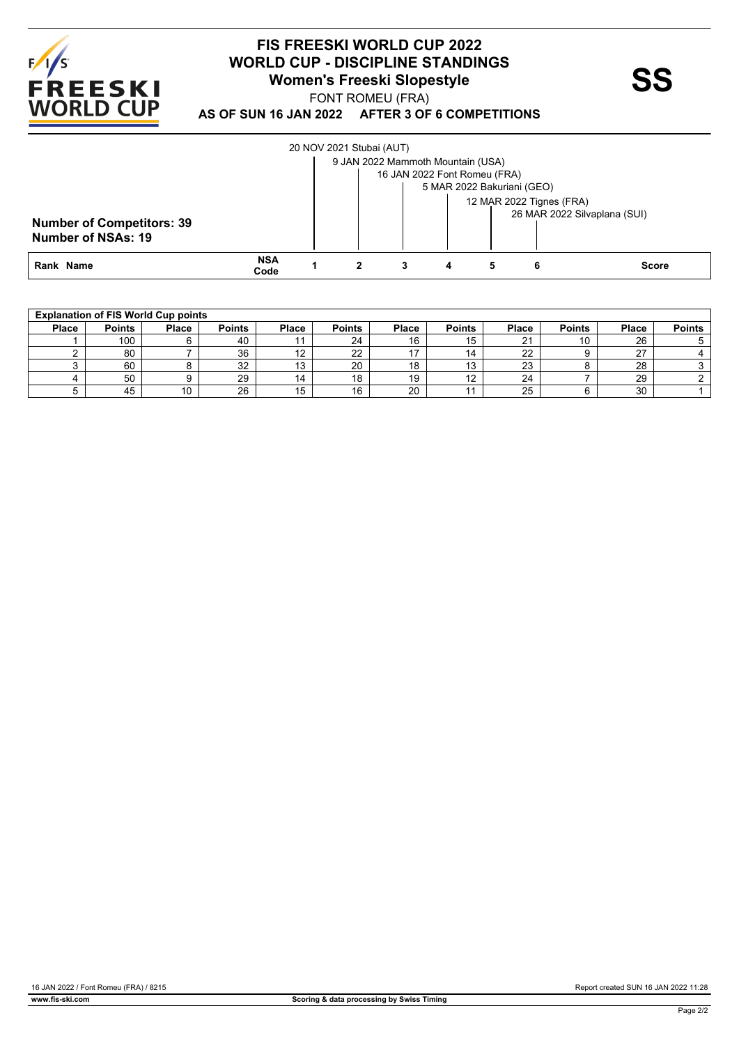# FIS FREESKI WORLD CUP 2022
## WORLD CUP - DISCIPLINE STANDINGS
### Women's Freeski Slopestyle

FONT ROMEU (FRA)

**AS OF SUN 16 JAN 2022 AFTER 3 OF 6 COMPETITIONS**

**SS**

1. 20 NOV 2021 Stubai (AUT)
2. 9 JAN 2022 Mammoth Mountain (USA)
3. 16 JAN 2022 Font Romeu (FRA)
4. 5 MAR 2022 Bakuriani (GEO)
5. 12 MAR 2022 Tignes (FRA)
6. 26 MAR 2022 Silvaplana (SUI)

**Number of Competitors: 39**
**Number of NSAs: 19**

| Rank | Name | NSA Code | 1 | 2 | 3 | 4 | 5 | 6 | Score |
|---|---|---|---|---|---|---|---|---|---|

**Explanation of FIS World Cup points**

| Place | Points | Place | Points | Place | Points | Place | Points | Place | Points | Place | Points |
|---|---|---|---|---|---|---|---|---|---|---|---|
| 1 | 100 | 6 | 40 | 11 | 24 | 16 | 15 | 21 | 10 | 26 | 5 |
| 2 | 80 | 7 | 36 | 12 | 22 | 17 | 14 | 22 | 9 | 27 | 4 |
| 3 | 60 | 8 | 32 | 13 | 20 | 18 | 13 | 23 | 8 | 28 | 3 |
| 4 | 50 | 9 | 29 | 14 | 18 | 19 | 12 | 24 | 7 | 29 | 2 |
| 5 | 45 | 10 | 26 | 15 | 16 | 20 | 11 | 25 | 6 | 30 | 1 |

16 JAN 2022 / Font Romeu (FRA) / 8215

Report created SUN 16 JAN 2022 11:28

www.fis-ski.com

Scoring & data processing by Swiss Timing